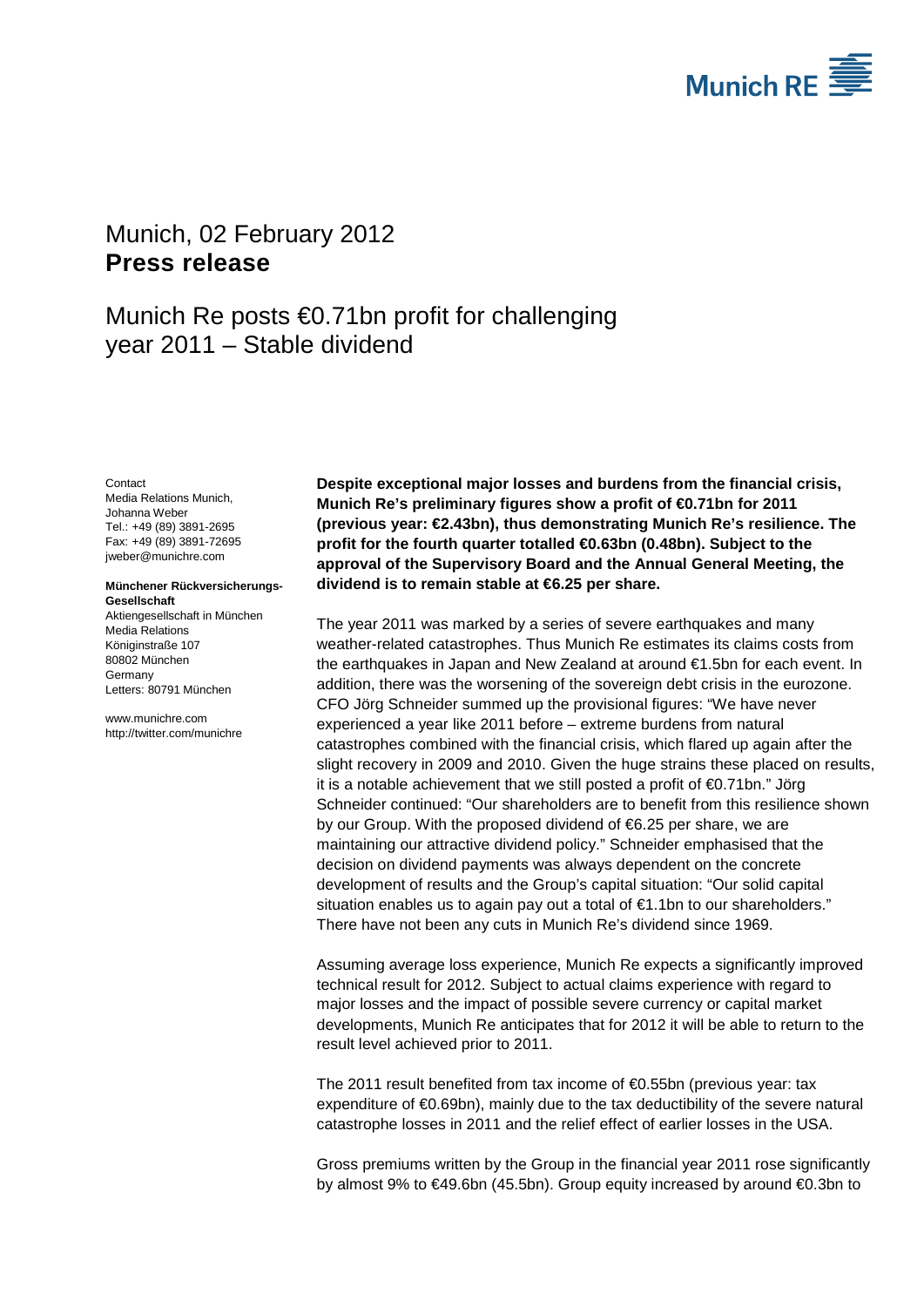Munich RE

Munich, 02 February 2012
**Press release**

# Munich Re posts €0.71bn profit for challenging year 2011 – Stable dividend

Contact
Media Relations Munich,
Johanna Weber
Tel.: +49 (89) 3891-2695
Fax: +49 (89) 3891-72695
jweber@munichre.com

**Münchener Rückversicherungs-Gesellschaft**
Aktiengesellschaft in München
Media Relations
Königinstraße 107
80802 München
Germany
Letters: 80791 München

www.munichre.com
http://twitter.com/munichre

**Despite exceptional major losses and burdens from the financial crisis, Munich Re's preliminary figures show a profit of €0.71bn for 2011 (previous year: €2.43bn), thus demonstrating Munich Re's resilience. The profit for the fourth quarter totalled €0.63bn (0.48bn). Subject to the approval of the Supervisory Board and the Annual General Meeting, the dividend is to remain stable at €6.25 per share.**

The year 2011 was marked by a series of severe earthquakes and many weather-related catastrophes. Thus Munich Re estimates its claims costs from the earthquakes in Japan and New Zealand at around €1.5bn for each event. In addition, there was the worsening of the sovereign debt crisis in the eurozone. CFO Jörg Schneider summed up the provisional figures: "We have never experienced a year like 2011 before – extreme burdens from natural catastrophes combined with the financial crisis, which flared up again after the slight recovery in 2009 and 2010. Given the huge strains these placed on results, it is a notable achievement that we still posted a profit of €0.71bn." Jörg Schneider continued: "Our shareholders are to benefit from this resilience shown by our Group. With the proposed dividend of €6.25 per share, we are maintaining our attractive dividend policy." Schneider emphasised that the decision on dividend payments was always dependent on the concrete development of results and the Group's capital situation: "Our solid capital situation enables us to again pay out a total of €1.1bn to our shareholders." There have not been any cuts in Munich Re's dividend since 1969.

Assuming average loss experience, Munich Re expects a significantly improved technical result for 2012. Subject to actual claims experience with regard to major losses and the impact of possible severe currency or capital market developments, Munich Re anticipates that for 2012 it will be able to return to the result level achieved prior to 2011.

The 2011 result benefited from tax income of €0.55bn (previous year: tax expenditure of €0.69bn), mainly due to the tax deductibility of the severe natural catastrophe losses in 2011 and the relief effect of earlier losses in the USA.

Gross premiums written by the Group in the financial year 2011 rose significantly by almost 9% to €49.6bn (45.5bn). Group equity increased by around €0.3bn to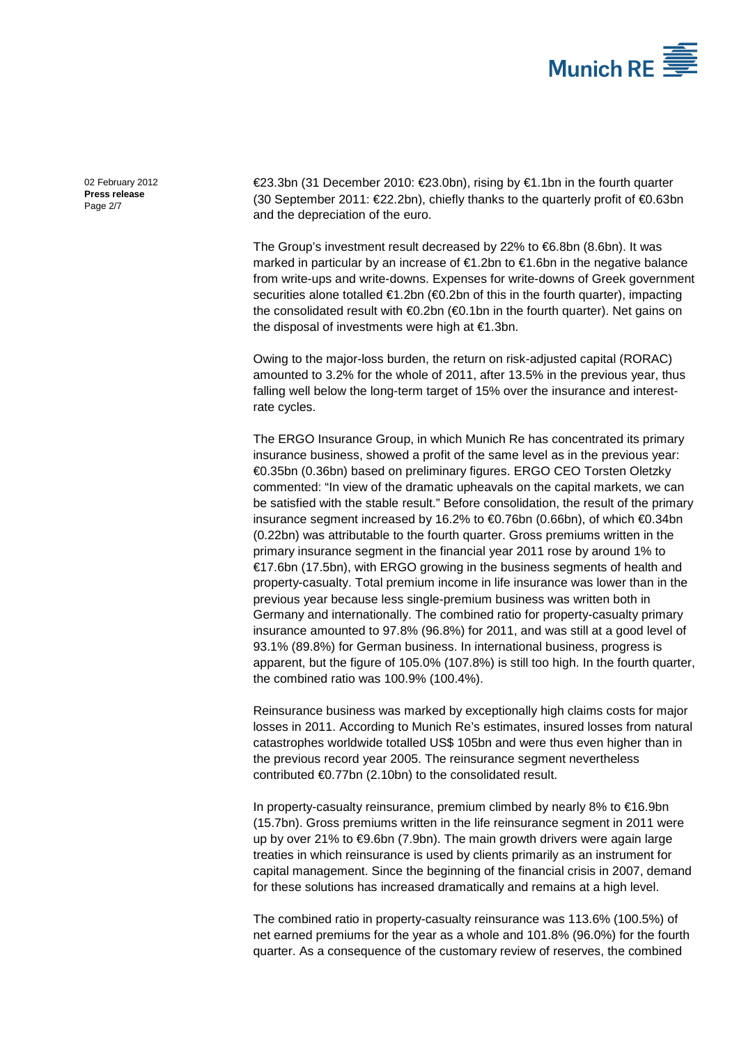€23.3bn (31 December 2010: €23.0bn), rising by €1.1bn in the fourth quarter (30 September 2011: €22.2bn), chiefly thanks to the quarterly profit of €0.63bn and the depreciation of the euro.

The Group's investment result decreased by 22% to €6.8bn (8.6bn). It was marked in particular by an increase of €1.2bn to €1.6bn in the negative balance from write-ups and write-downs. Expenses for write-downs of Greek government securities alone totalled €1.2bn (€0.2bn of this in the fourth quarter), impacting the consolidated result with €0.2bn (€0.1bn in the fourth quarter). Net gains on the disposal of investments were high at €1.3bn.

Owing to the major-loss burden, the return on risk-adjusted capital (RORAC) amounted to 3.2% for the whole of 2011, after 13.5% in the previous year, thus falling well below the long-term target of 15% over the insurance and interest-rate cycles.

The ERGO Insurance Group, in which Munich Re has concentrated its primary insurance business, showed a profit of the same level as in the previous year: €0.35bn (0.36bn) based on preliminary figures. ERGO CEO Torsten Oletzky commented: "In view of the dramatic upheavals on the capital markets, we can be satisfied with the stable result." Before consolidation, the result of the primary insurance segment increased by 16.2% to €0.76bn (0.66bn), of which €0.34bn (0.22bn) was attributable to the fourth quarter. Gross premiums written in the primary insurance segment in the financial year 2011 rose by around 1% to €17.6bn (17.5bn), with ERGO growing in the business segments of health and property-casualty. Total premium income in life insurance was lower than in the previous year because less single-premium business was written both in Germany and internationally. The combined ratio for property-casualty primary insurance amounted to 97.8% (96.8%) for 2011, and was still at a good level of 93.1% (89.8%) for German business. In international business, progress is apparent, but the figure of 105.0% (107.8%) is still too high. In the fourth quarter, the combined ratio was 100.9% (100.4%).

Reinsurance business was marked by exceptionally high claims costs for major losses in 2011. According to Munich Re's estimates, insured losses from natural catastrophes worldwide totalled US$ 105bn and were thus even higher than in the previous record year 2005. The reinsurance segment nevertheless contributed €0.77bn (2.10bn) to the consolidated result.

In property-casualty reinsurance, premium climbed by nearly 8% to €16.9bn (15.7bn). Gross premiums written in the life reinsurance segment in 2011 were up by over 21% to €9.6bn (7.9bn). The main growth drivers were again large treaties in which reinsurance is used by clients primarily as an instrument for capital management. Since the beginning of the financial crisis in 2007, demand for these solutions has increased dramatically and remains at a high level.

The combined ratio in property-casualty reinsurance was 113.6% (100.5%) of net earned premiums for the year as a whole and 101.8% (96.0%) for the fourth quarter. As a consequence of the customary review of reserves, the combined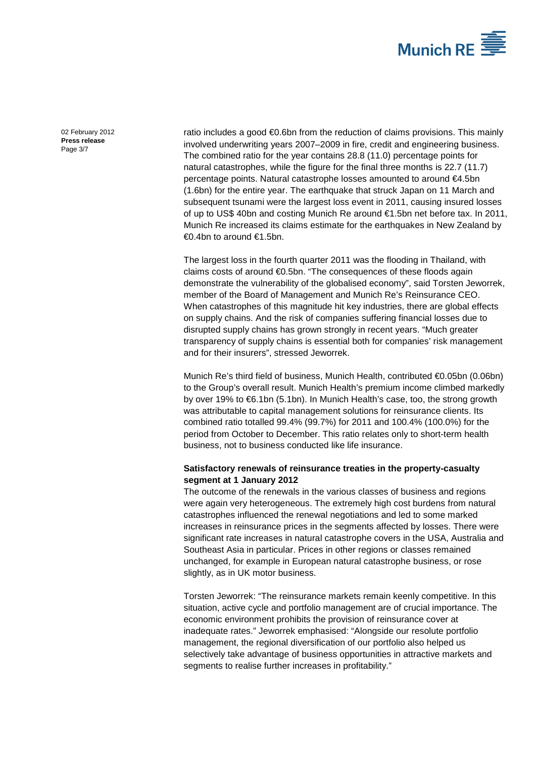ratio includes a good €0.6bn from the reduction of claims provisions. This mainly involved underwriting years 2007–2009 in fire, credit and engineering business. The combined ratio for the year contains 28.8 (11.0) percentage points for natural catastrophes, while the figure for the final three months is 22.7 (11.7) percentage points. Natural catastrophe losses amounted to around €4.5bn (1.6bn) for the entire year. The earthquake that struck Japan on 11 March and subsequent tsunami were the largest loss event in 2011, causing insured losses of up to US$ 40bn and costing Munich Re around €1.5bn net before tax. In 2011, Munich Re increased its claims estimate for the earthquakes in New Zealand by €0.4bn to around €1.5bn.

The largest loss in the fourth quarter 2011 was the flooding in Thailand, with claims costs of around €0.5bn. "The consequences of these floods again demonstrate the vulnerability of the globalised economy", said Torsten Jeworrek, member of the Board of Management and Munich Re's Reinsurance CEO. When catastrophes of this magnitude hit key industries, there are global effects on supply chains. And the risk of companies suffering financial losses due to disrupted supply chains has grown strongly in recent years. "Much greater transparency of supply chains is essential both for companies' risk management and for their insurers", stressed Jeworrek.

Munich Re's third field of business, Munich Health, contributed €0.05bn (0.06bn) to the Group's overall result. Munich Health's premium income climbed markedly by over 19% to €6.1bn (5.1bn). In Munich Health's case, too, the strong growth was attributable to capital management solutions for reinsurance clients. Its combined ratio totalled 99.4% (99.7%) for 2011 and 100.4% (100.0%) for the period from October to December. This ratio relates only to short-term health business, not to business conducted like life insurance.

**Satisfactory renewals of reinsurance treaties in the property-casualty segment at 1 January 2012**

The outcome of the renewals in the various classes of business and regions were again very heterogeneous. The extremely high cost burdens from natural catastrophes influenced the renewal negotiations and led to some marked increases in reinsurance prices in the segments affected by losses. There were significant rate increases in natural catastrophe covers in the USA, Australia and Southeast Asia in particular. Prices in other regions or classes remained unchanged, for example in European natural catastrophe business, or rose slightly, as in UK motor business.

Torsten Jeworrek: "The reinsurance markets remain keenly competitive. In this situation, active cycle and portfolio management are of crucial importance. The economic environment prohibits the provision of reinsurance cover at inadequate rates." Jeworrek emphasised: "Alongside our resolute portfolio management, the regional diversification of our portfolio also helped us selectively take advantage of business opportunities in attractive markets and segments to realise further increases in profitability."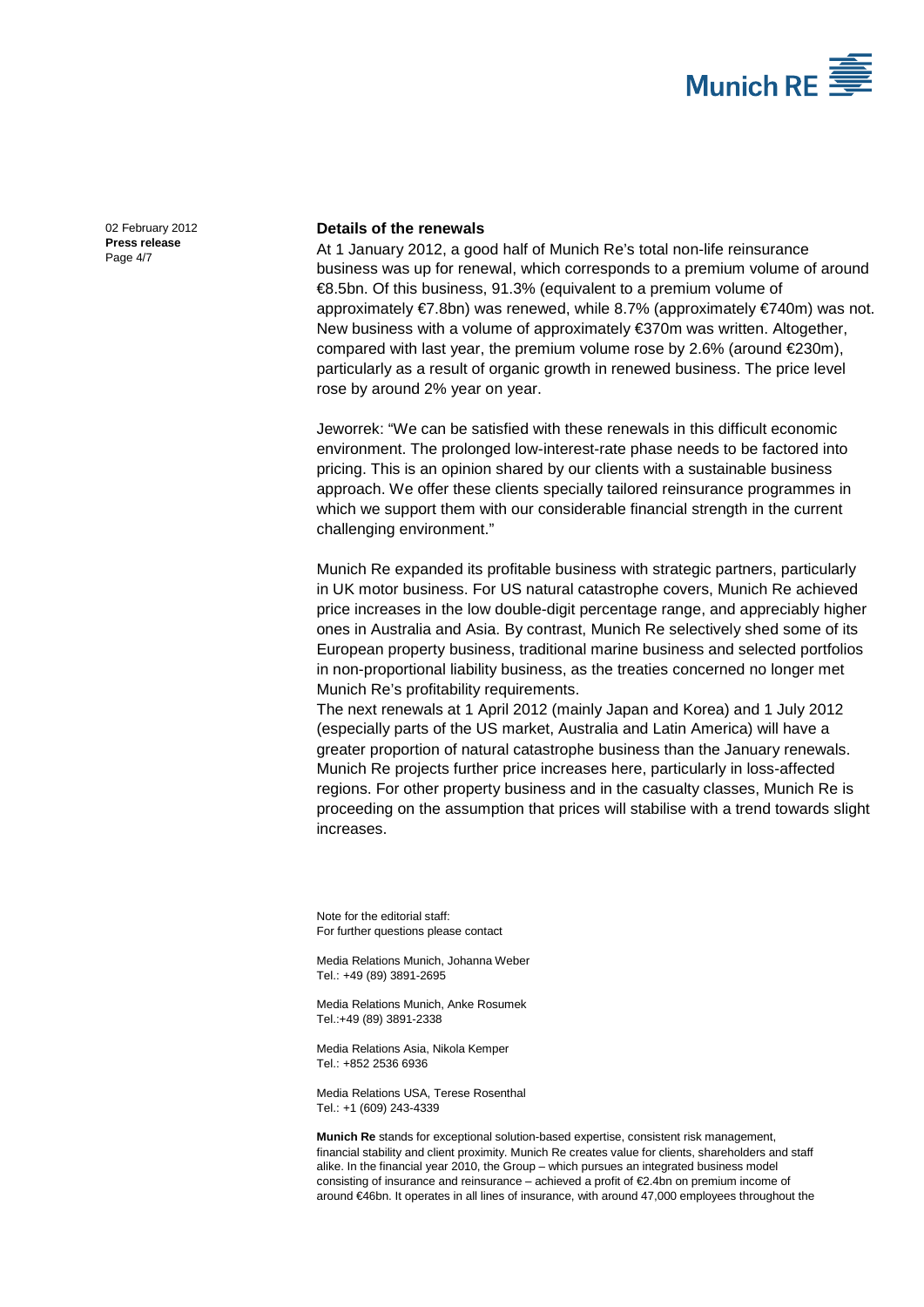## Details of the renewals

At 1 January 2012, a good half of Munich Re's total non-life reinsurance business was up for renewal, which corresponds to a premium volume of around €8.5bn. Of this business, 91.3% (equivalent to a premium volume of approximately €7.8bn) was renewed, while 8.7% (approximately €740m) was not. New business with a volume of approximately €370m was written. Altogether, compared with last year, the premium volume rose by 2.6% (around €230m), particularly as a result of organic growth in renewed business. The price level rose by around 2% year on year.

Jeworrek: "We can be satisfied with these renewals in this difficult economic environment. The prolonged low-interest-rate phase needs to be factored into pricing. This is an opinion shared by our clients with a sustainable business approach. We offer these clients specially tailored reinsurance programmes in which we support them with our considerable financial strength in the current challenging environment."

Munich Re expanded its profitable business with strategic partners, particularly in UK motor business. For US natural catastrophe covers, Munich Re achieved price increases in the low double-digit percentage range, and appreciably higher ones in Australia and Asia. By contrast, Munich Re selectively shed some of its European property business, traditional marine business and selected portfolios in non-proportional liability business, as the treaties concerned no longer met Munich Re's profitability requirements.

The next renewals at 1 April 2012 (mainly Japan and Korea) and 1 July 2012 (especially parts of the US market, Australia and Latin America) will have a greater proportion of natural catastrophe business than the January renewals. Munich Re projects further price increases here, particularly in loss-affected regions. For other property business and in the casualty classes, Munich Re is proceeding on the assumption that prices will stabilise with a trend towards slight increases.

Note for the editorial staff:
For further questions please contact

Media Relations Munich, Johanna Weber
Tel.: +49 (89) 3891-2695

Media Relations Munich, Anke Rosumek
Tel.:+49 (89) 3891-2338

Media Relations Asia, Nikola Kemper
Tel.: +852 2536 6936

Media Relations USA, Terese Rosenthal
Tel.: +1 (609) 243-4339

**Munich Re** stands for exceptional solution-based expertise, consistent risk management, financial stability and client proximity. Munich Re creates value for clients, shareholders and staff alike. In the financial year 2010, the Group – which pursues an integrated business model consisting of insurance and reinsurance – achieved a profit of €2.4bn on premium income of around €46bn. It operates in all lines of insurance, with around 47,000 employees throughout the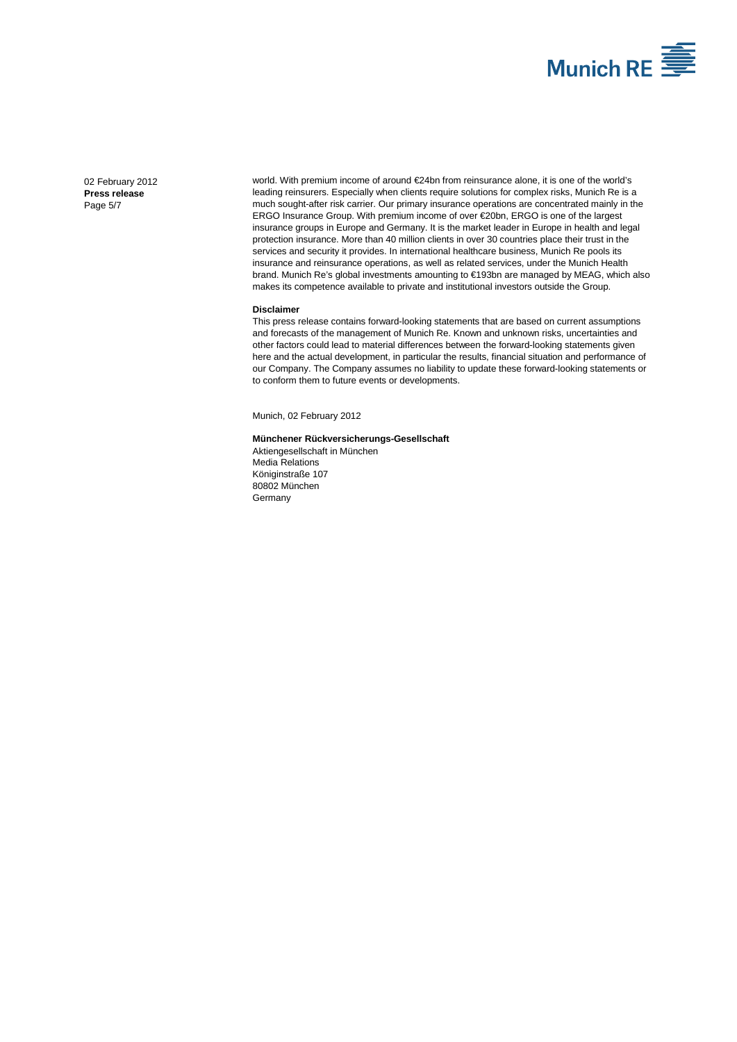world. With premium income of around €24bn from reinsurance alone, it is one of the world's leading reinsurers. Especially when clients require solutions for complex risks, Munich Re is a much sought-after risk carrier. Our primary insurance operations are concentrated mainly in the ERGO Insurance Group. With premium income of over €20bn, ERGO is one of the largest insurance groups in Europe and Germany. It is the market leader in Europe in health and legal protection insurance. More than 40 million clients in over 30 countries place their trust in the services and security it provides. In international healthcare business, Munich Re pools its insurance and reinsurance operations, as well as related services, under the Munich Health brand. Munich Re's global investments amounting to €193bn are managed by MEAG, which also makes its competence available to private and institutional investors outside the Group.

**Disclaimer**

This press release contains forward-looking statements that are based on current assumptions and forecasts of the management of Munich Re. Known and unknown risks, uncertainties and other factors could lead to material differences between the forward-looking statements given here and the actual development, in particular the results, financial situation and performance of our Company. The Company assumes no liability to update these forward-looking statements or to conform them to future events or developments.

Munich, 02 February 2012

**Münchener Rückversicherungs-Gesellschaft**
Aktiengesellschaft in München
Media Relations
Königinstraße 107
80802 München
Germany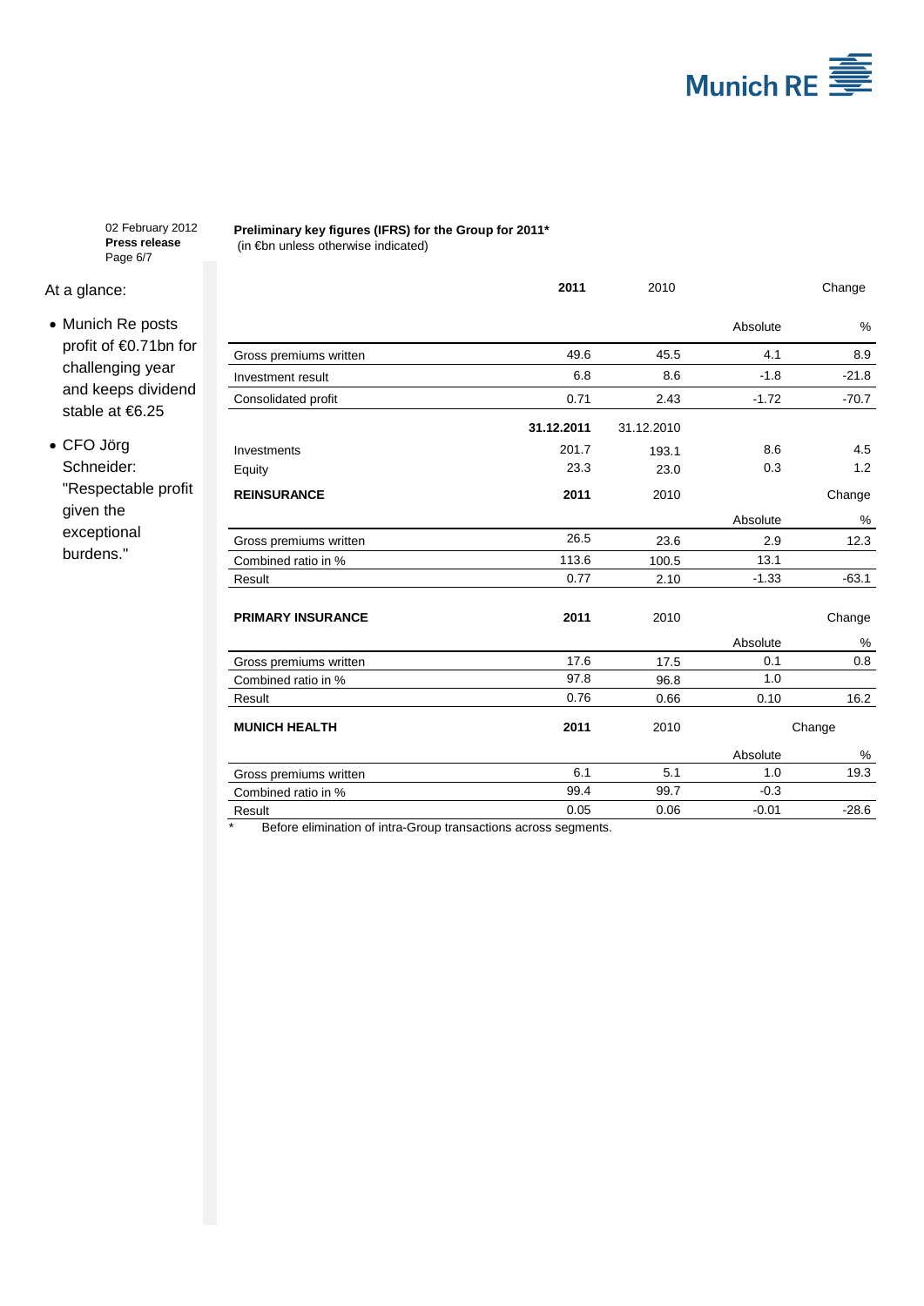02 February 2012
**Press release**

At a glance:

- Munich Re posts profit of €0.71bn for challenging year and keeps dividend stable at €6.25
- CFO Jörg Schneider: "Respectable profit given the exceptional burdens."

**Preliminary key figures (IFRS) for the Group for 2011***
(in €bn unless otherwise indicated)

| | **2011** | 2010 | Change | |
|---|---|---|---|---|
| | | | Absolute | % |
| Gross premiums written | 49.6 | 45.5 | 4.1 | 8.9 |
| Investment result | 6.8 | 8.6 | -1.8 | -21.8 |
| Consolidated profit | 0.71 | 2.43 | -1.72 | -70.7 |
| | **31.12.2011** | 31.12.2010 | | |
| Investments | 201.7 | 193.1 | 8.6 | 4.5 |
| Equity | 23.3 | 23.0 | 0.3 | 1.2 |

| **REINSURANCE** | **2011** | 2010 | Change | |
|---|---|---|---|---|
| | | | Absolute | % |
| Gross premiums written | 26.5 | 23.6 | 2.9 | 12.3 |
| Combined ratio in % | 113.6 | 100.5 | 13.1 | |
| Result | 0.77 | 2.10 | -1.33 | -63.1 |

| **PRIMARY INSURANCE** | **2011** | 2010 | Change | |
|---|---|---|---|---|
| | | | Absolute | % |
| Gross premiums written | 17.6 | 17.5 | 0.1 | 0.8 |
| Combined ratio in % | 97.8 | 96.8 | 1.0 | |
| Result | 0.76 | 0.66 | 0.10 | 16.2 |

| **MUNICH HEALTH** | **2011** | 2010 | Change | |
|---|---|---|---|---|
| | | | Absolute | % |
| Gross premiums written | 6.1 | 5.1 | 1.0 | 19.3 |
| Combined ratio in % | 99.4 | 99.7 | -0.3 | |
| Result | 0.05 | 0.06 | -0.01 | -28.6 |

\* Before elimination of intra-Group transactions across segments.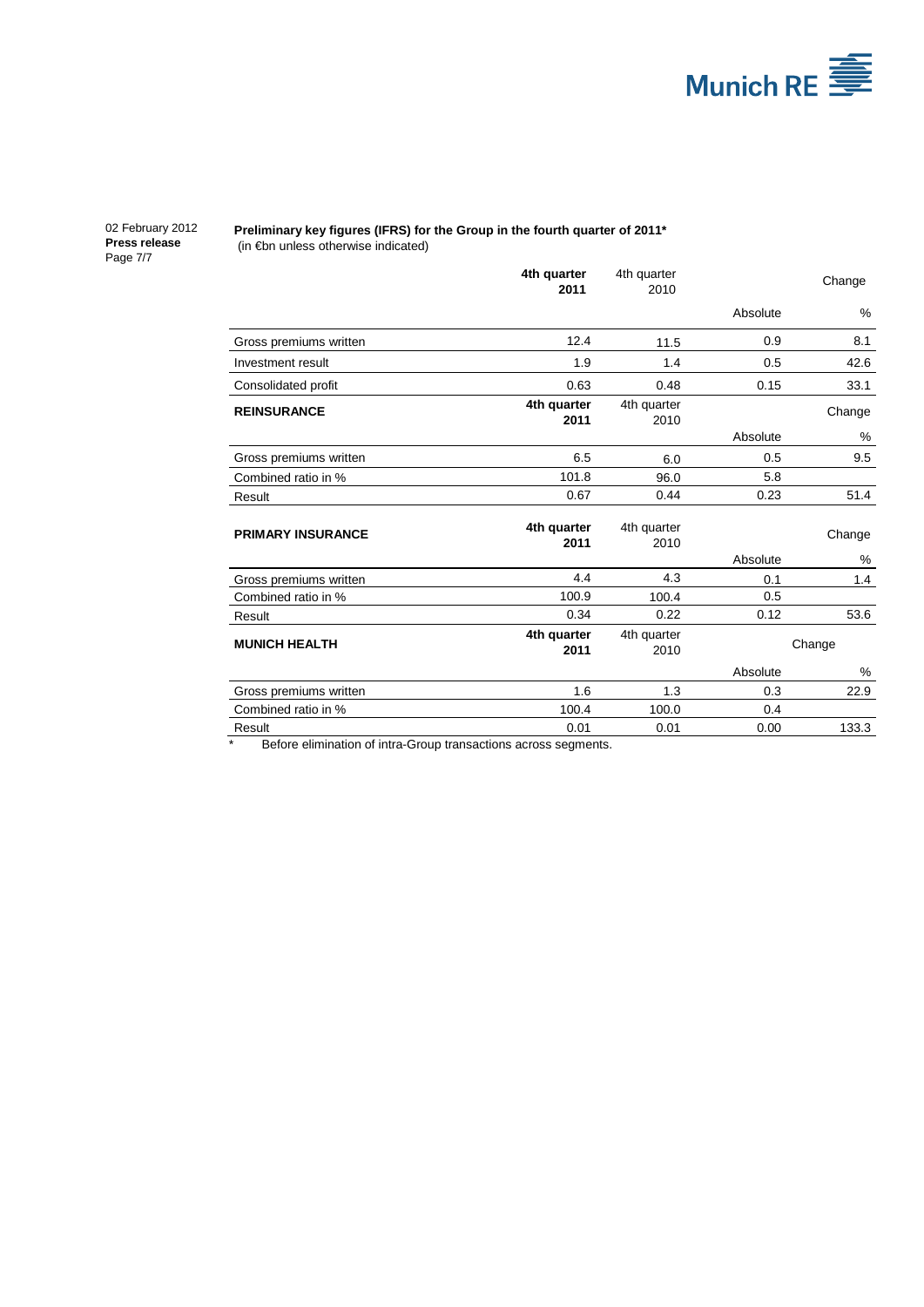02 February 2012
**Press release**

**Preliminary key figures (IFRS) for the Group in the fourth quarter of 2011***
(in €bn unless otherwise indicated)

| | **4th quarter 2011** | 4th quarter 2010 | Change | |
|---|---|---|---|---|
| | | | Absolute | % |
| Gross premiums written | 12.4 | 11.5 | 0.9 | 8.1 |
| Investment result | 1.9 | 1.4 | 0.5 | 42.6 |
| Consolidated profit | 0.63 | 0.48 | 0.15 | 33.1 |
| **REINSURANCE** | **4th quarter 2011** | 4th quarter 2010 | Change | |
| | | | Absolute | % |
| Gross premiums written | 6.5 | 6.0 | 0.5 | 9.5 |
| Combined ratio in % | 101.8 | 96.0 | 5.8 | |
| Result | 0.67 | 0.44 | 0.23 | 51.4 |
| **PRIMARY INSURANCE** | **4th quarter 2011** | 4th quarter 2010 | Change | |
| | | | Absolute | % |
| Gross premiums written | 4.4 | 4.3 | 0.1 | 1.4 |
| Combined ratio in % | 100.9 | 100.4 | 0.5 | |
| Result | 0.34 | 0.22 | 0.12 | 53.6 |
| **MUNICH HEALTH** | **4th quarter 2011** | 4th quarter 2010 | Change | |
| | | | Absolute | % |
| Gross premiums written | 1.6 | 1.3 | 0.3 | 22.9 |
| Combined ratio in % | 100.4 | 100.0 | 0.4 | |
| Result | 0.01 | 0.01 | 0.00 | 133.3 |

* Before elimination of intra-Group transactions across segments.